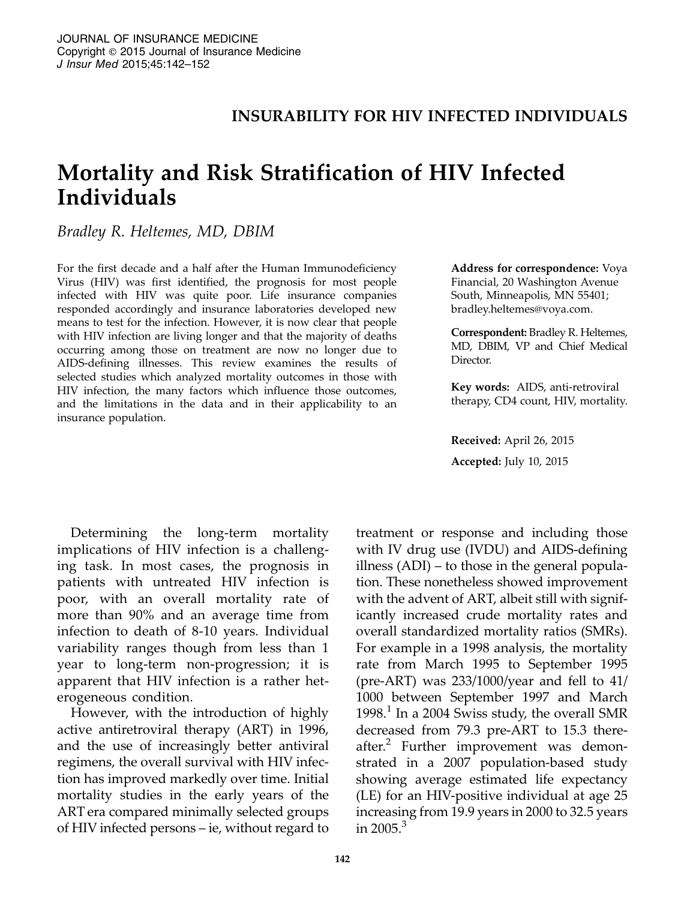# INSURABILITY FOR HIV INFECTED INDIVIDUALS

# Mortality and Risk Stratification of HIV Infected Individuals

*Bradley R. Heltemes, MD, DBIM*

For the first decade and a half after the Human Immunodeficiency Virus (HIV) was first identified, the prognosis for most people infected with HIV was quite poor. Life insurance companies responded accordingly and insurance laboratories developed new means to test for the infection. However, it is now clear that people with HIV infection are living longer and that the majority of deaths occurring among those on treatment are now no longer due to AIDS-defining illnesses. This review examines the results of selected studies which analyzed mortality outcomes in those with HIV infection, the many factors which influence those outcomes, and the limitations in the data and in their applicability to an insurance population.

**Address for correspondence:** Voya Financial, 20 Washington Avenue South, Minneapolis, MN 55401; bradley.heltemes@voya.com.

**Correspondent:** Bradley R. Heltemes, MD, DBIM, VP and Chief Medical Director.

**Key words:** AIDS, anti-retroviral therapy, CD4 count, HIV, mortality.

**Received:** April 26, 2015

**Accepted:** July 10, 2015

Determining the long-term mortality implications of HIV infection is a challenging task. In most cases, the prognosis in patients with untreated HIV infection is poor, with an overall mortality rate of more than 90% and an average time from infection to death of 8-10 years. Individual variability ranges though from less than 1 year to long-term non-progression; it is apparent that HIV infection is a rather heterogeneous condition.

However, with the introduction of highly active antiretroviral therapy (ART) in 1996, and the use of increasingly better antiviral regimens, the overall survival with HIV infection has improved markedly over time. Initial mortality studies in the early years of the ART era compared minimally selected groups of HIV infected persons – ie, without regard to treatment or response and including those with IV drug use (IVDU) and AIDS-defining illness (ADI) – to those in the general population. These nonetheless showed improvement with the advent of ART, albeit still with significantly increased crude mortality rates and overall standardized mortality ratios (SMRs). For example in a 1998 analysis, the mortality rate from March 1995 to September 1995 (pre-ART) was 233/1000/year and fell to 41/1000 between September 1997 and March 1998.[1] In a 2004 Swiss study, the overall SMR decreased from 79.3 pre-ART to 15.3 thereafter.[2] Further improvement was demonstrated in a 2007 population-based study showing average estimated life expectancy (LE) for an HIV-positive individual at age 25 increasing from 19.9 years in 2000 to 32.5 years in 2005.[3]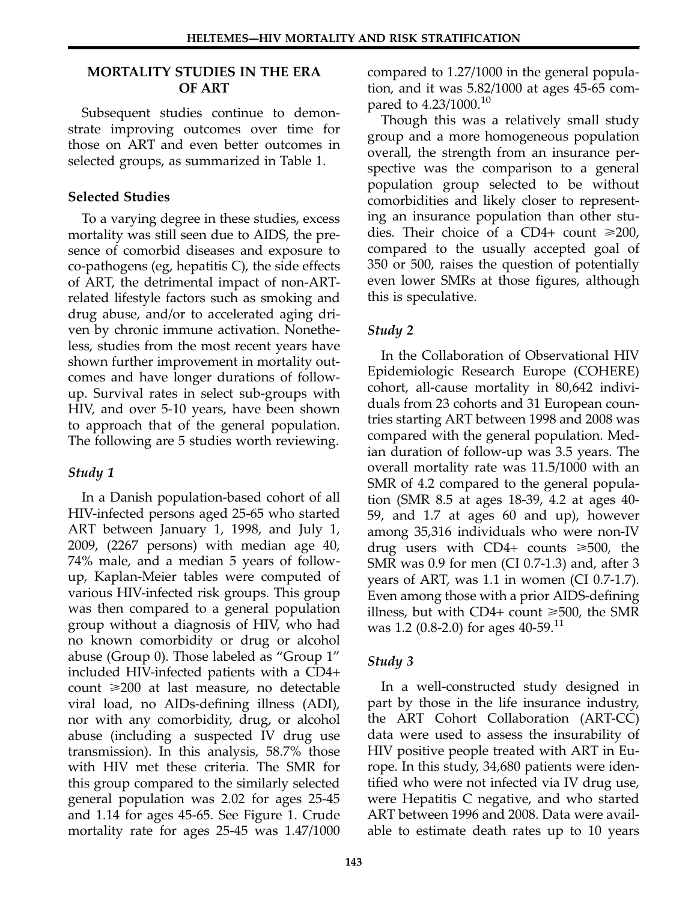## MORTALITY STUDIES IN THE ERA OF ART

Subsequent studies continue to demonstrate improving outcomes over time for those on ART and even better outcomes in selected groups, as summarized in Table 1.

### Selected Studies

To a varying degree in these studies, excess mortality was still seen due to AIDS, the presence of comorbid diseases and exposure to co-pathogens (eg, hepatitis C), the side effects of ART, the detrimental impact of non-ART-related lifestyle factors such as smoking and drug abuse, and/or to accelerated aging driven by chronic immune activation. Nonetheless, studies from the most recent years have shown further improvement in mortality outcomes and have longer durations of follow-up. Survival rates in select sub-groups with HIV, and over 5-10 years, have been shown to approach that of the general population. The following are 5 studies worth reviewing.

#### *Study 1*

In a Danish population-based cohort of all HIV-infected persons aged 25-65 who started ART between January 1, 1998, and July 1, 2009, (2267 persons) with median age 40, 74% male, and a median 5 years of follow-up, Kaplan-Meier tables were computed of various HIV-infected risk groups. This group was then compared to a general population group without a diagnosis of HIV, who had no known comorbidity or drug or alcohol abuse (Group 0). Those labeled as "Group 1" included HIV-infected patients with a CD4+ count ⩾200 at last measure, no detectable viral load, no AIDs-defining illness (ADI), nor with any comorbidity, drug, or alcohol abuse (including a suspected IV drug use transmission). In this analysis, 58.7% those with HIV met these criteria. The SMR for this group compared to the similarly selected general population was 2.02 for ages 25-45 and 1.14 for ages 45-65. See Figure 1. Crude mortality rate for ages 25-45 was 1.47/1000 compared to 1.27/1000 in the general population, and it was 5.82/1000 at ages 45-65 compared to 4.23/1000.[10]

Though this was a relatively small study group and a more homogeneous population overall, the strength from an insurance perspective was the comparison to a general population group selected to be without comorbidities and likely closer to representing an insurance population than other studies. Their choice of a CD4+ count ⩾200, compared to the usually accepted goal of 350 or 500, raises the question of potentially even lower SMRs at those figures, although this is speculative.

#### *Study 2*

In the Collaboration of Observational HIV Epidemiologic Research Europe (COHERE) cohort, all-cause mortality in 80,642 individuals from 23 cohorts and 31 European countries starting ART between 1998 and 2008 was compared with the general population. Median duration of follow-up was 3.5 years. The overall mortality rate was 11.5/1000 with an SMR of 4.2 compared to the general population (SMR 8.5 at ages 18-39, 4.2 at ages 40-59, and 1.7 at ages 60 and up), however among 35,316 individuals who were non-IV drug users with CD4+ counts ⩾500, the SMR was 0.9 for men (CI 0.7-1.3) and, after 3 years of ART, was 1.1 in women (CI 0.7-1.7). Even among those with a prior AIDS-defining illness, but with CD4+ count ⩾500, the SMR was 1.2 (0.8-2.0) for ages 40-59.[11]

#### *Study 3*

In a well-constructed study designed in part by those in the life insurance industry, the ART Cohort Collaboration (ART-CC) data were used to assess the insurability of HIV positive people treated with ART in Europe. In this study, 34,680 patients were identified who were not infected via IV drug use, were Hepatitis C negative, and who started ART between 1996 and 2008. Data were available to estimate death rates up to 10 years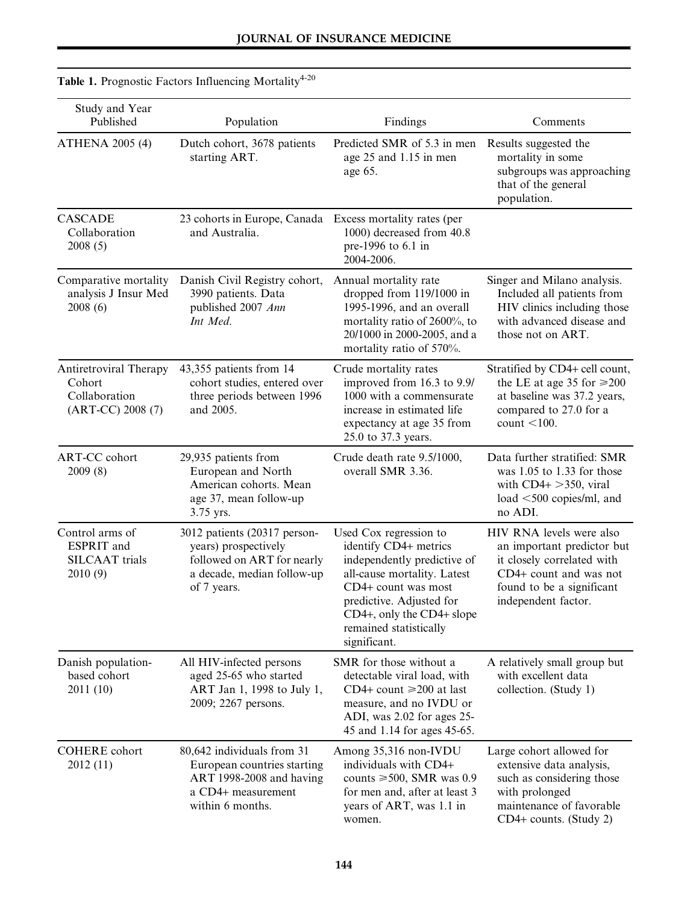**Table 1.** Prognostic Factors Influencing Mortality[4-20]

| Study and Year Published | Population | Findings | Comments |
|---|---|---|---|
| ATHENA 2005 (4) | Dutch cohort, 3678 patients starting ART. | Predicted SMR of 5.3 in men age 25 and 1.15 in men age 65. | Results suggested the mortality in some subgroups was approaching that of the general population. |
| CASCADE Collaboration 2008 (5) | 23 cohorts in Europe, Canada and Australia. | Excess mortality rates (per 1000) decreased from 40.8 pre-1996 to 6.1 in 2004-2006. | |
| Comparative mortality analysis J Insur Med 2008 (6) | Danish Civil Registry cohort, 3990 patients. Data published 2007 *Ann Int Med.* | Annual mortality rate dropped from 119/1000 in 1995-1996, and an overall mortality ratio of 2600%, to 20/1000 in 2000-2005, and a mortality ratio of 570%. | Singer and Milano analysis. Included all patients from HIV clinics including those with advanced disease and those not on ART. |
| Antiretroviral Therapy Cohort Collaboration (ART-CC) 2008 (7) | 43,355 patients from 14 cohort studies, entered over three periods between 1996 and 2005. | Crude mortality rates improved from 16.3 to 9.9/1000 with a commensurate increase in estimated life expectancy at age 35 from 25.0 to 37.3 years. | Stratified by CD4+ cell count, the LE at age 35 for ⩾200 at baseline was 37.2 years, compared to 27.0 for a count <100. |
| ART-CC cohort 2009 (8) | 29,935 patients from European and North American cohorts. Mean age 37, mean follow-up 3.75 yrs. | Crude death rate 9.5/1000, overall SMR 3.36. | Data further stratified: SMR was 1.05 to 1.33 for those with CD4+ >350, viral load <500 copies/ml, and no ADI. |
| Control arms of ESPRIT and SILCAAT trials 2010 (9) | 3012 patients (20317 person-years) prospectively followed on ART for nearly a decade, median follow-up of 7 years. | Used Cox regression to identify CD4+ metrics independently predictive of all-cause mortality. Latest CD4+ count was most predictive. Adjusted for CD4+, only the CD4+ slope remained statistically significant. | HIV RNA levels were also an important predictor but it closely correlated with CD4+ count and was not found to be a significant independent factor. |
| Danish population-based cohort 2011 (10) | All HIV-infected persons aged 25-65 who started ART Jan 1, 1998 to July 1, 2009; 2267 persons. | SMR for those without a detectable viral load, with CD4+ count ⩾200 at last measure, and no IVDU or ADI, was 2.02 for ages 25-45 and 1.14 for ages 45-65. | A relatively small group but with excellent data collection. (Study 1) |
| COHERE cohort 2012 (11) | 80,642 individuals from 31 European countries starting ART 1998-2008 and having a CD4+ measurement within 6 months. | Among 35,316 non-IVDU individuals with CD4+ counts ⩾500, SMR was 0.9 for men and, after at least 3 years of ART, was 1.1 in women. | Large cohort allowed for extensive data analysis, such as considering those with prolonged maintenance of favorable CD4+ counts. (Study 2) |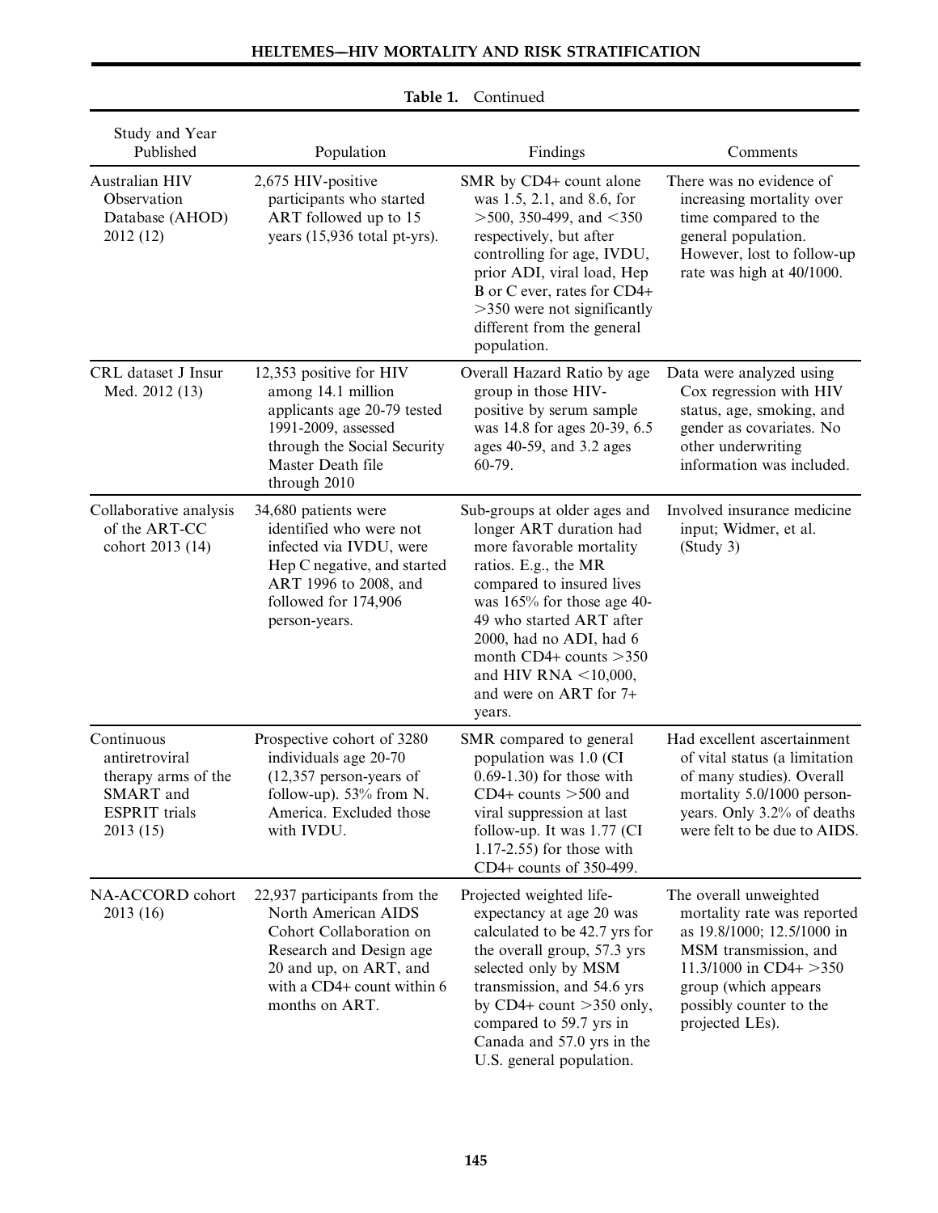**Table 1.** Continued

| Study and Year Published | Population | Findings | Comments |
|---|---|---|---|
| Australian HIV Observation Database (AHOD) 2012 (12) | 2,675 HIV-positive participants who started ART followed up to 15 years (15,936 total pt-yrs). | SMR by CD4+ count alone was 1.5, 2.1, and 8.6, for >500, 350-499, and <350 respectively, but after controlling for age, IVDU, prior ADI, viral load, Hep B or C ever, rates for CD4+ >350 were not significantly different from the general population. | There was no evidence of increasing mortality over time compared to the general population. However, lost to follow-up rate was high at 40/1000. |
| CRL dataset J Insur Med. 2012 (13) | 12,353 positive for HIV among 14.1 million applicants age 20-79 tested 1991-2009, assessed through the Social Security Master Death file through 2010 | Overall Hazard Ratio by age group in those HIV-positive by serum sample was 14.8 for ages 20-39, 6.5 ages 40-59, and 3.2 ages 60-79. | Data were analyzed using Cox regression with HIV status, age, smoking, and gender as covariates. No other underwriting information was included. |
| Collaborative analysis of the ART-CC cohort 2013 (14) | 34,680 patients were identified who were not infected via IVDU, were Hep C negative, and started ART 1996 to 2008, and followed for 174,906 person-years. | Sub-groups at older ages and longer ART duration had more favorable mortality ratios. E.g., the MR compared to insured lives was 165% for those age 40-49 who started ART after 2000, had no ADI, had 6 month CD4+ counts >350 and HIV RNA <10,000, and were on ART for 7+ years. | Involved insurance medicine input; Widmer, et al. (Study 3) |
| Continuous antiretroviral therapy arms of the SMART and ESPRIT trials 2013 (15) | Prospective cohort of 3280 individuals age 20-70 (12,357 person-years of follow-up). 53% from N. America. Excluded those with IVDU. | SMR compared to general population was 1.0 (CI 0.69-1.30) for those with CD4+ counts >500 and viral suppression at last follow-up. It was 1.77 (CI 1.17-2.55) for those with CD4+ counts of 350-499. | Had excellent ascertainment of vital status (a limitation of many studies). Overall mortality 5.0/1000 person-years. Only 3.2% of deaths were felt to be due to AIDS. |
| NA-ACCORD cohort 2013 (16) | 22,937 participants from the North American AIDS Cohort Collaboration on Research and Design age 20 and up, on ART, and with a CD4+ count within 6 months on ART. | Projected weighted life-expectancy at age 20 was calculated to be 42.7 yrs for the overall group, 57.3 yrs selected only by MSM transmission, and 54.6 yrs by CD4+ count >350 only, compared to 59.7 yrs in Canada and 57.0 yrs in the U.S. general population. | The overall unweighted mortality rate was reported as 19.8/1000; 12.5/1000 in MSM transmission, and 11.3/1000 in CD4+ >350 group (which appears possibly counter to the projected LEs). |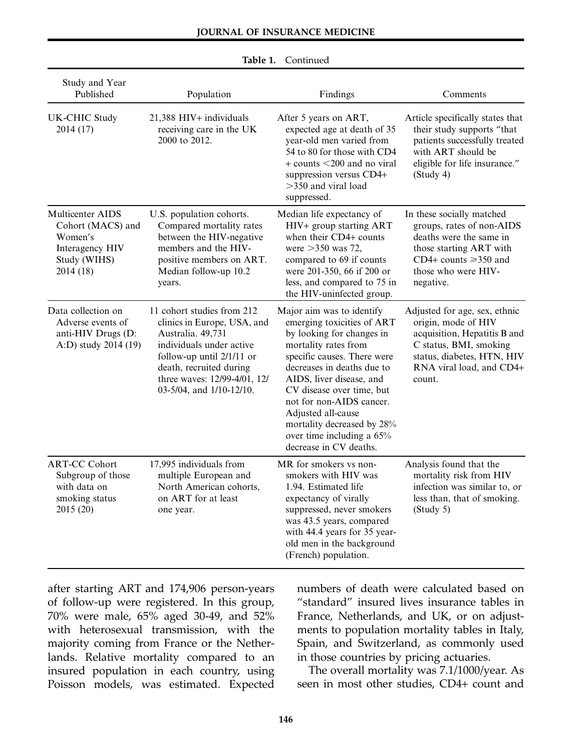**Table 1.** Continued

| Study and Year Published | Population | Findings | Comments |
|---|---|---|---|
| UK-CHIC Study 2014 (17) | 21,388 HIV+ individuals receiving care in the UK 2000 to 2012. | After 5 years on ART, expected age at death of 35 year-old men varied from 54 to 80 for those with CD4 + counts <200 and no viral suppression versus CD4+ >350 and viral load suppressed. | Article specifically states that their study supports "that patients successfully treated with ART should be eligible for life insurance." (Study 4) |
| Multicenter AIDS Cohort (MACS) and Women's Interagency HIV Study (WIHS) 2014 (18) | U.S. population cohorts. Compared mortality rates between the HIV-negative members and the HIV-positive members on ART. Median follow-up 10.2 years. | Median life expectancy of HIV+ group starting ART when their CD4+ counts were >350 was 72, compared to 69 if counts were 201-350, 66 if 200 or less, and compared to 75 in the HIV-uninfected group. | In these socially matched groups, rates of non-AIDS deaths were the same in those starting ART with CD4+ counts ⩾350 and those who were HIV-negative. |
| Data collection on Adverse events of anti-HIV Drugs (D:A:D) study 2014 (19) | 11 cohort studies from 212 clinics in Europe, USA, and Australia. 49,731 individuals under active follow-up until 2/1/11 or death, recruited during three waves: 12/99-4/01, 12/03-5/04, and 1/10-12/10. | Major aim was to identify emerging toxicities of ART by looking for changes in mortality rates from specific causes. There were decreases in deaths due to AIDS, liver disease, and CV disease over time, but not for non-AIDS cancer. Adjusted all-cause mortality decreased by 28% over time including a 65% decrease in CV deaths. | Adjusted for age, sex, ethnic origin, mode of HIV acquisition, Hepatitis B and C status, BMI, smoking status, diabetes, HTN, HIV RNA viral load, and CD4+ count. |
| ART-CC Cohort Subgroup of those with data on smoking status 2015 (20) | 17,995 individuals from multiple European and North American cohorts, on ART for at least one year. | MR for smokers vs non-smokers with HIV was 1.94. Estimated life expectancy of virally suppressed, never smokers was 43.5 years, compared with 44.4 years for 35 year-old men in the background (French) population. | Analysis found that the mortality risk from HIV infection was similar to, or less than, that of smoking. (Study 5) |

after starting ART and 174,906 person-years of follow-up were registered. In this group, 70% were male, 65% aged 30-49, and 52% with heterosexual transmission, with the majority coming from France or the Netherlands. Relative mortality compared to an insured population in each country, using Poisson models, was estimated. Expected numbers of death were calculated based on "standard" insured lives insurance tables in France, Netherlands, and UK, or on adjustments to population mortality tables in Italy, Spain, and Switzerland, as commonly used in those countries by pricing actuaries.

The overall mortality was 7.1/1000/year. As seen in most other studies, CD4+ count and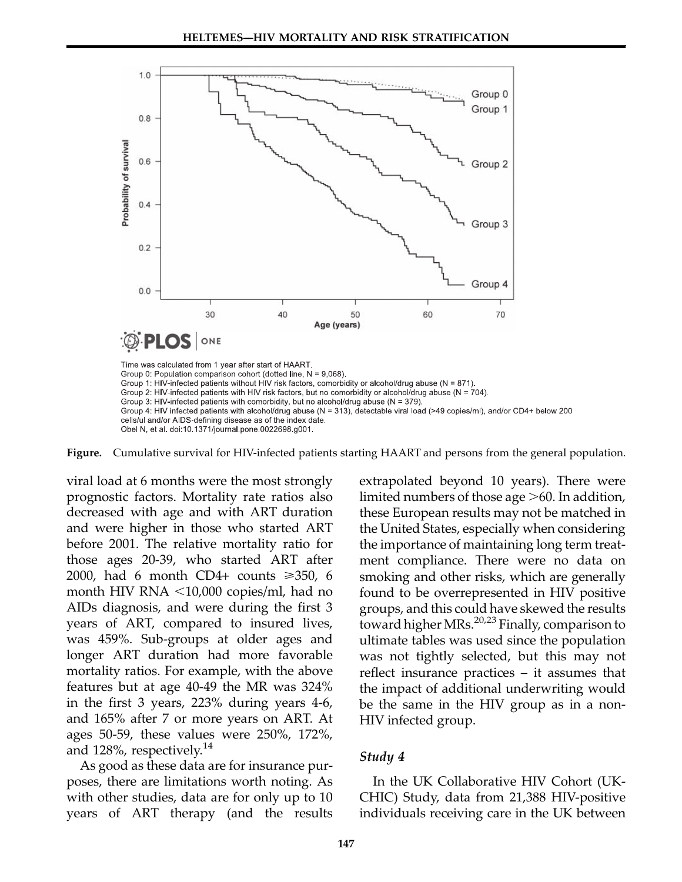Time was calculated from 1 year after start of HAART.
Group 0: Population comparison cohort (dotted line, N = 9,068).
Group 1: HIV-infected patients without HIV risk factors, comorbidity or alcohol/drug abuse (N = 871).
Group 2: HIV-infected patients with HIV risk factors, but no comorbidity or alcohol/drug abuse (N = 704).
Group 3: HIV-infected patients with comorbidity, but no alcohol/drug abuse (N = 379).
Group 4: HIV infected patients with alcohol/drug abuse (N = 313), detectable viral load (>49 copies/ml), and/or CD4+ below 200 cells/ul and/or AIDS-defining disease as of the index date.
Obel N, et al. doi:10.1371/journal.pone.0022698.g001.

**Figure.** Cumulative survival for HIV-infected patients starting HAART and persons from the general population.

viral load at 6 months were the most strongly prognostic factors. Mortality rate ratios also decreased with age and with ART duration and were higher in those who started ART before 2001. The relative mortality ratio for those ages 20-39, who started ART after 2000, had 6 month CD4+ counts ⩾350, 6 month HIV RNA <10,000 copies/ml, had no AIDs diagnosis, and were during the first 3 years of ART, compared to insured lives, was 459%. Sub-groups at older ages and longer ART duration had more favorable mortality ratios. For example, with the above features but at age 40-49 the MR was 324% in the first 3 years, 223% during years 4-6, and 165% after 7 or more years on ART. At ages 50-59, these values were 250%, 172%, and 128%, respectively.[14]

As good as these data are for insurance purposes, there are limitations worth noting. As with other studies, data are for only up to 10 years of ART therapy (and the results extrapolated beyond 10 years). There were limited numbers of those age >60. In addition, these European results may not be matched in the United States, especially when considering the importance of maintaining long term treatment compliance. There were no data on smoking and other risks, which are generally found to be overrepresented in HIV positive groups, and this could have skewed the results toward higher MRs.[20,23] Finally, comparison to ultimate tables was used since the population was not tightly selected, but this may not reflect insurance practices – it assumes that the impact of additional underwriting would be the same in the HIV group as in a non-HIV infected group.

### *Study 4*

In the UK Collaborative HIV Cohort (UK-CHIC) Study, data from 21,388 HIV-positive individuals receiving care in the UK between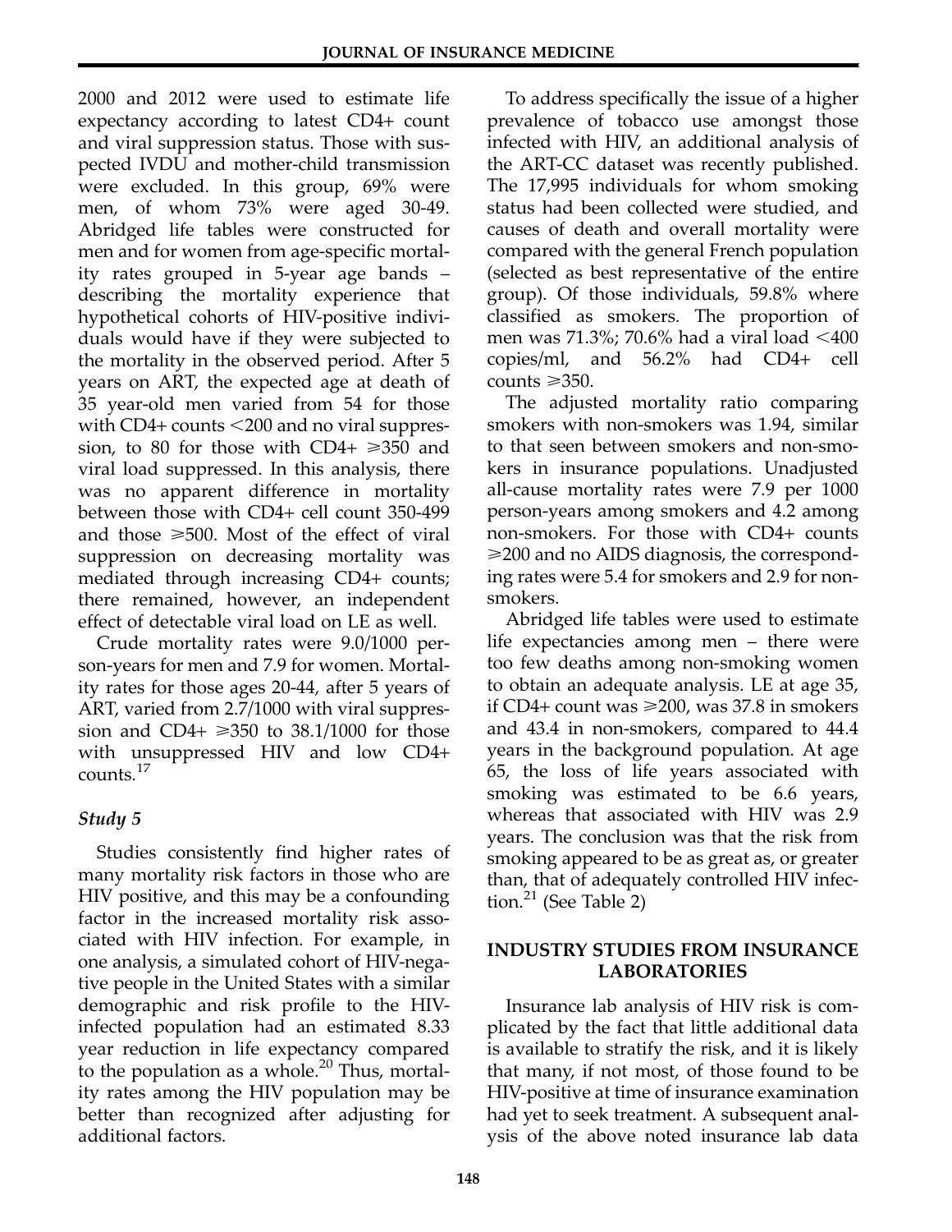2000 and 2012 were used to estimate life expectancy according to latest CD4+ count and viral suppression status. Those with suspected IVDU and mother-child transmission were excluded. In this group, 69% were men, of whom 73% were aged 30-49. Abridged life tables were constructed for men and for women from age-specific mortality rates grouped in 5-year age bands – describing the mortality experience that hypothetical cohorts of HIV-positive individuals would have if they were subjected to the mortality in the observed period. After 5 years on ART, the expected age at death of 35 year-old men varied from 54 for those with CD4+ counts <200 and no viral suppression, to 80 for those with CD4+ ⩾350 and viral load suppressed. In this analysis, there was no apparent difference in mortality between those with CD4+ cell count 350-499 and those ⩾500. Most of the effect of viral suppression on decreasing mortality was mediated through increasing CD4+ counts; there remained, however, an independent effect of detectable viral load on LE as well.

Crude mortality rates were 9.0/1000 person-years for men and 7.9 for women. Mortality rates for those ages 20-44, after 5 years of ART, varied from 2.7/1000 with viral suppression and CD4+ ⩾350 to 38.1/1000 for those with unsuppressed HIV and low CD4+ counts.[17]

### *Study 5*

Studies consistently find higher rates of many mortality risk factors in those who are HIV positive, and this may be a confounding factor in the increased mortality risk associated with HIV infection. For example, in one analysis, a simulated cohort of HIV-negative people in the United States with a similar demographic and risk profile to the HIV-infected population had an estimated 8.33 year reduction in life expectancy compared to the population as a whole.[20] Thus, mortality rates among the HIV population may be better than recognized after adjusting for additional factors.

To address specifically the issue of a higher prevalence of tobacco use amongst those infected with HIV, an additional analysis of the ART-CC dataset was recently published. The 17,995 individuals for whom smoking status had been collected were studied, and causes of death and overall mortality were compared with the general French population (selected as best representative of the entire group). Of those individuals, 59.8% where classified as smokers. The proportion of men was 71.3%; 70.6% had a viral load <400 copies/ml, and 56.2% had CD4+ cell counts ⩾350.

The adjusted mortality ratio comparing smokers with non-smokers was 1.94, similar to that seen between smokers and non-smokers in insurance populations. Unadjusted all-cause mortality rates were 7.9 per 1000 person-years among smokers and 4.2 among non-smokers. For those with CD4+ counts ⩾200 and no AIDS diagnosis, the corresponding rates were 5.4 for smokers and 2.9 for non-smokers.

Abridged life tables were used to estimate life expectancies among men – there were too few deaths among non-smoking women to obtain an adequate analysis. LE at age 35, if CD4+ count was ⩾200, was 37.8 in smokers and 43.4 in non-smokers, compared to 44.4 years in the background population. At age 65, the loss of life years associated with smoking was estimated to be 6.6 years, whereas that associated with HIV was 2.9 years. The conclusion was that the risk from smoking appeared to be as great as, or greater than, that of adequately controlled HIV infection.[21] (See Table 2)

## INDUSTRY STUDIES FROM INSURANCE LABORATORIES

Insurance lab analysis of HIV risk is complicated by the fact that little additional data is available to stratify the risk, and it is likely that many, if not most, of those found to be HIV-positive at time of insurance examination had yet to seek treatment. A subsequent analysis of the above noted insurance lab data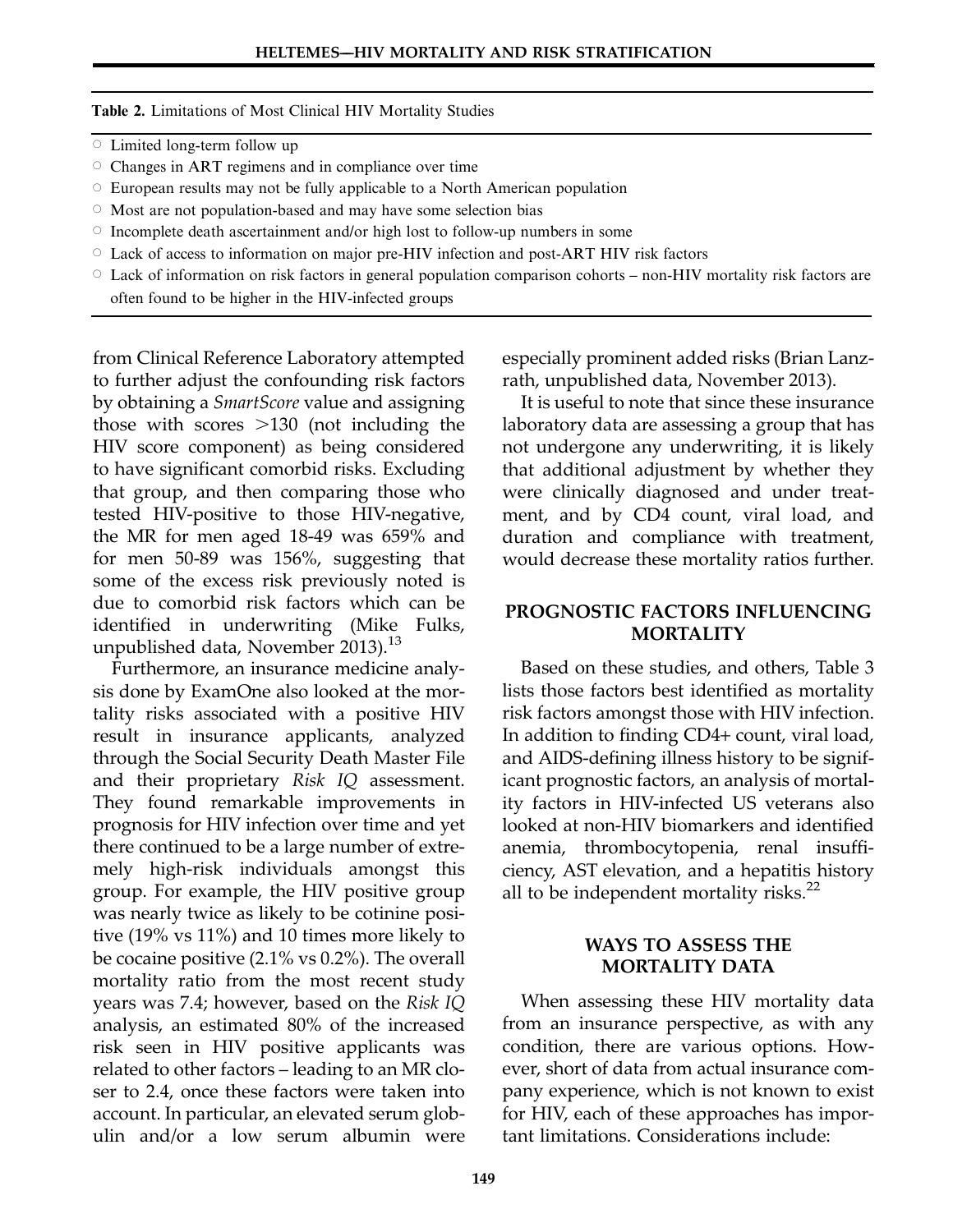**Table 2.** Limitations of Most Clinical HIV Mortality Studies

- Limited long-term follow up
- Changes in ART regimens and in compliance over time
- European results may not be fully applicable to a North American population
- Most are not population-based and may have some selection bias
- Incomplete death ascertainment and/or high lost to follow-up numbers in some
- Lack of access to information on major pre-HIV infection and post-ART HIV risk factors
- Lack of information on risk factors in general population comparison cohorts – non-HIV mortality risk factors are often found to be higher in the HIV-infected groups

from Clinical Reference Laboratory attempted to further adjust the confounding risk factors by obtaining a *SmartScore* value and assigning those with scores >130 (not including the HIV score component) as being considered to have significant comorbid risks. Excluding that group, and then comparing those who tested HIV-positive to those HIV-negative, the MR for men aged 18-49 was 659% and for men 50-89 was 156%, suggesting that some of the excess risk previously noted is due to comorbid risk factors which can be identified in underwriting (Mike Fulks, unpublished data, November 2013).[13]

Furthermore, an insurance medicine analysis done by ExamOne also looked at the mortality risks associated with a positive HIV result in insurance applicants, analyzed through the Social Security Death Master File and their proprietary *Risk IQ* assessment. They found remarkable improvements in prognosis for HIV infection over time and yet there continued to be a large number of extremely high-risk individuals amongst this group. For example, the HIV positive group was nearly twice as likely to be cotinine positive (19% vs 11%) and 10 times more likely to be cocaine positive (2.1% vs 0.2%). The overall mortality ratio from the most recent study years was 7.4; however, based on the *Risk IQ* analysis, an estimated 80% of the increased risk seen in HIV positive applicants was related to other factors – leading to an MR closer to 2.4, once these factors were taken into account. In particular, an elevated serum globulin and/or a low serum albumin were especially prominent added risks (Brian Lanzrath, unpublished data, November 2013).

It is useful to note that since these insurance laboratory data are assessing a group that has not undergone any underwriting, it is likely that additional adjustment by whether they were clinically diagnosed and under treatment, and by CD4 count, viral load, and duration and compliance with treatment, would decrease these mortality ratios further.

## PROGNOSTIC FACTORS INFLUENCING MORTALITY

Based on these studies, and others, Table 3 lists those factors best identified as mortality risk factors amongst those with HIV infection. In addition to finding CD4+ count, viral load, and AIDS-defining illness history to be significant prognostic factors, an analysis of mortality factors in HIV-infected US veterans also looked at non-HIV biomarkers and identified anemia, thrombocytopenia, renal insufficiency, AST elevation, and a hepatitis history all to be independent mortality risks.[22]

## WAYS TO ASSESS THE MORTALITY DATA

When assessing these HIV mortality data from an insurance perspective, as with any condition, there are various options. However, short of data from actual insurance company experience, which is not known to exist for HIV, each of these approaches has important limitations. Considerations include: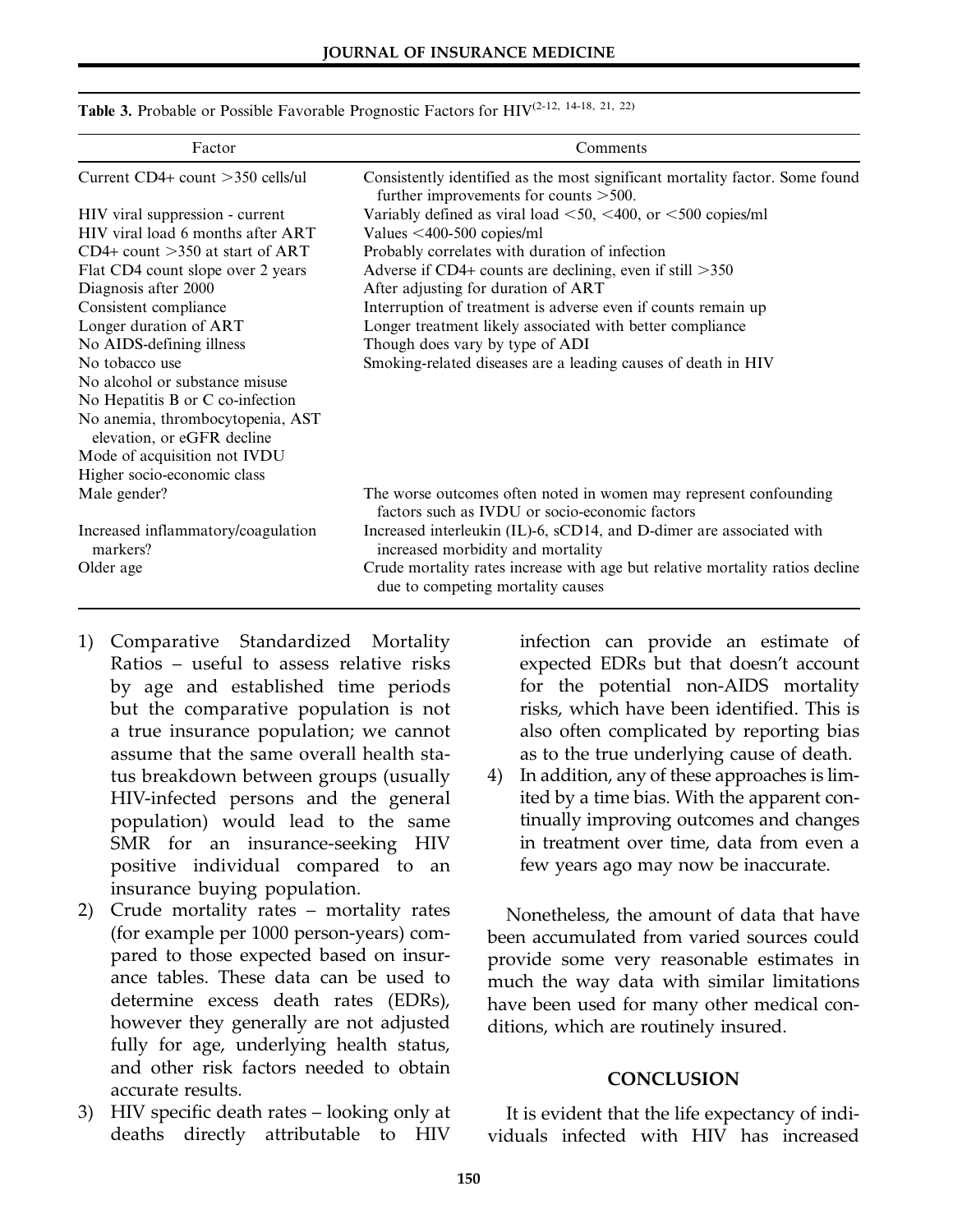**Table 3.** Probable or Possible Favorable Prognostic Factors for HIV[2-12, 14-18, 21, 22]

| Factor | Comments |
|---|---|
| Current CD4+ count >350 cells/ul | Consistently identified as the most significant mortality factor. Some found further improvements for counts >500. |
| HIV viral suppression - current | Variably defined as viral load <50, <400, or <500 copies/ml |
| HIV viral load 6 months after ART | Values <400-500 copies/ml |
| CD4+ count >350 at start of ART | Probably correlates with duration of infection |
| Flat CD4 count slope over 2 years | Adverse if CD4+ counts are declining, even if still >350 |
| Diagnosis after 2000 | After adjusting for duration of ART |
| Consistent compliance | Interruption of treatment is adverse even if counts remain up |
| Longer duration of ART | Longer treatment likely associated with better compliance |
| No AIDS-defining illness | Though does vary by type of ADI |
| No tobacco use | Smoking-related diseases are a leading causes of death in HIV |
| No alcohol or substance misuse | |
| No Hepatitis B or C co-infection | |
| No anemia, thrombocytopenia, AST elevation, or eGFR decline | |
| Mode of acquisition not IVDU | |
| Higher socio-economic class | |
| Male gender? | The worse outcomes often noted in women may represent confounding factors such as IVDU or socio-economic factors |
| Increased inflammatory/coagulation markers? | Increased interleukin (IL)-6, sCD14, and D-dimer are associated with increased morbidity and mortality |
| Older age | Crude mortality rates increase with age but relative mortality ratios decline due to competing mortality causes |

1) Comparative Standardized Mortality Ratios – useful to assess relative risks by age and established time periods but the comparative population is not a true insurance population; we cannot assume that the same overall health status breakdown between groups (usually HIV-infected persons and the general population) would lead to the same SMR for an insurance-seeking HIV positive individual compared to an insurance buying population.
2) Crude mortality rates – mortality rates (for example per 1000 person-years) compared to those expected based on insurance tables. These data can be used to determine excess death rates (EDRs), however they generally are not adjusted fully for age, underlying health status, and other risk factors needed to obtain accurate results.
3) HIV specific death rates – looking only at deaths directly attributable to HIV infection can provide an estimate of expected EDRs but that doesn't account for the potential non-AIDS mortality risks, which have been identified. This is also often complicated by reporting bias as to the true underlying cause of death.
4) In addition, any of these approaches is limited by a time bias. With the apparent continually improving outcomes and changes in treatment over time, data from even a few years ago may now be inaccurate.

Nonetheless, the amount of data that have been accumulated from varied sources could provide some very reasonable estimates in much the way data with similar limitations have been used for many other medical conditions, which are routinely insured.

## CONCLUSION

It is evident that the life expectancy of individuals infected with HIV has increased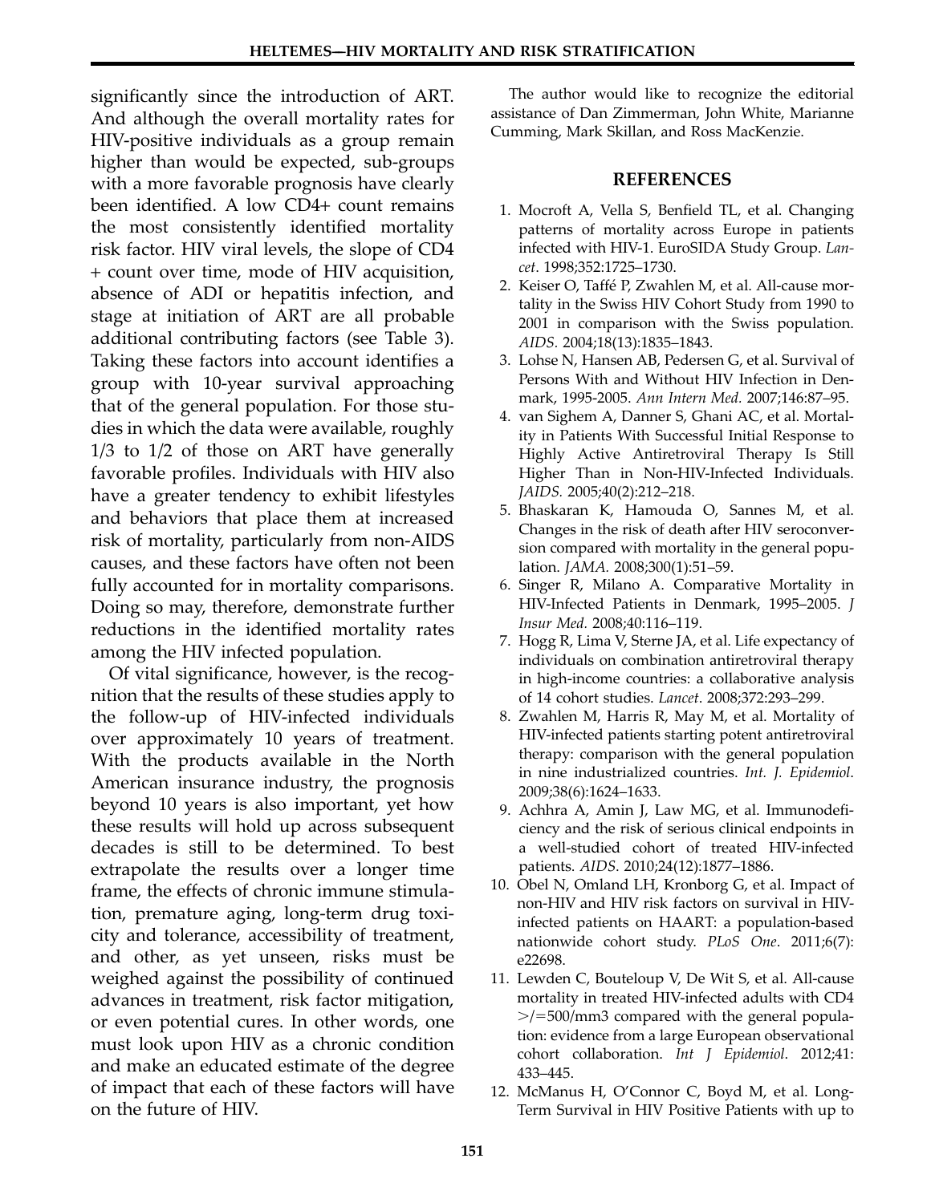significantly since the introduction of ART. And although the overall mortality rates for HIV-positive individuals as a group remain higher than would be expected, sub-groups with a more favorable prognosis have clearly been identified. A low CD4+ count remains the most consistently identified mortality risk factor. HIV viral levels, the slope of CD4 + count over time, mode of HIV acquisition, absence of ADI or hepatitis infection, and stage at initiation of ART are all probable additional contributing factors (see Table 3). Taking these factors into account identifies a group with 10-year survival approaching that of the general population. For those studies in which the data were available, roughly 1/3 to 1/2 of those on ART have generally favorable profiles. Individuals with HIV also have a greater tendency to exhibit lifestyles and behaviors that place them at increased risk of mortality, particularly from non-AIDS causes, and these factors have often not been fully accounted for in mortality comparisons. Doing so may, therefore, demonstrate further reductions in the identified mortality rates among the HIV infected population.

Of vital significance, however, is the recognition that the results of these studies apply to the follow-up of HIV-infected individuals over approximately 10 years of treatment. With the products available in the North American insurance industry, the prognosis beyond 10 years is also important, yet how these results will hold up across subsequent decades is still to be determined. To best extrapolate the results over a longer time frame, the effects of chronic immune stimulation, premature aging, long-term drug toxicity and tolerance, accessibility of treatment, and other, as yet unseen, risks must be weighed against the possibility of continued advances in treatment, risk factor mitigation, or even potential cures. In other words, one must look upon HIV as a chronic condition and make an educated estimate of the degree of impact that each of these factors will have on the future of HIV.

The author would like to recognize the editorial assistance of Dan Zimmerman, John White, Marianne Cumming, Mark Skillan, and Ross MacKenzie.

## REFERENCES

1. Mocroft A, Vella S, Benfield TL, et al. Changing patterns of mortality across Europe in patients infected with HIV-1. EuroSIDA Study Group. *Lancet*. 1998;352:1725–1730.
2. Keiser O, Taffé P, Zwahlen M, et al. All-cause mortality in the Swiss HIV Cohort Study from 1990 to 2001 in comparison with the Swiss population. *AIDS*. 2004;18(13):1835–1843.
3. Lohse N, Hansen AB, Pedersen G, et al. Survival of Persons With and Without HIV Infection in Denmark, 1995-2005. *Ann Intern Med*. 2007;146:87–95.
4. van Sighem A, Danner S, Ghani AC, et al. Mortality in Patients With Successful Initial Response to Highly Active Antiretroviral Therapy Is Still Higher Than in Non-HIV-Infected Individuals. *JAIDS*. 2005;40(2):212–218.
5. Bhaskaran K, Hamouda O, Sannes M, et al. Changes in the risk of death after HIV seroconversion compared with mortality in the general population. *JAMA*. 2008;300(1):51–59.
6. Singer R, Milano A. Comparative Mortality in HIV-Infected Patients in Denmark, 1995–2005. *J Insur Med*. 2008;40:116–119.
7. Hogg R, Lima V, Sterne JA, et al. Life expectancy of individuals on combination antiretroviral therapy in high-income countries: a collaborative analysis of 14 cohort studies. *Lancet*. 2008;372:293–299.
8. Zwahlen M, Harris R, May M, et al. Mortality of HIV-infected patients starting potent antiretroviral therapy: comparison with the general population in nine industrialized countries. *Int. J. Epidemiol*. 2009;38(6):1624–1633.
9. Achhra A, Amin J, Law MG, et al. Immunodeficiency and the risk of serious clinical endpoints in a well-studied cohort of treated HIV-infected patients. *AIDS*. 2010;24(12):1877–1886.
10. Obel N, Omland LH, Kronborg G, et al. Impact of non-HIV and HIV risk factors on survival in HIV-infected patients on HAART: a population-based nationwide cohort study. *PLoS One*. 2011;6(7): e22698.
11. Lewden C, Bouteloup V, De Wit S, et al. All-cause mortality in treated HIV-infected adults with CD4 >/=500/mm3 compared with the general population: evidence from a large European observational cohort collaboration. *Int J Epidemiol*. 2012;41: 433–445.
12. McManus H, O'Connor C, Boyd M, et al. Long-Term Survival in HIV Positive Patients with up to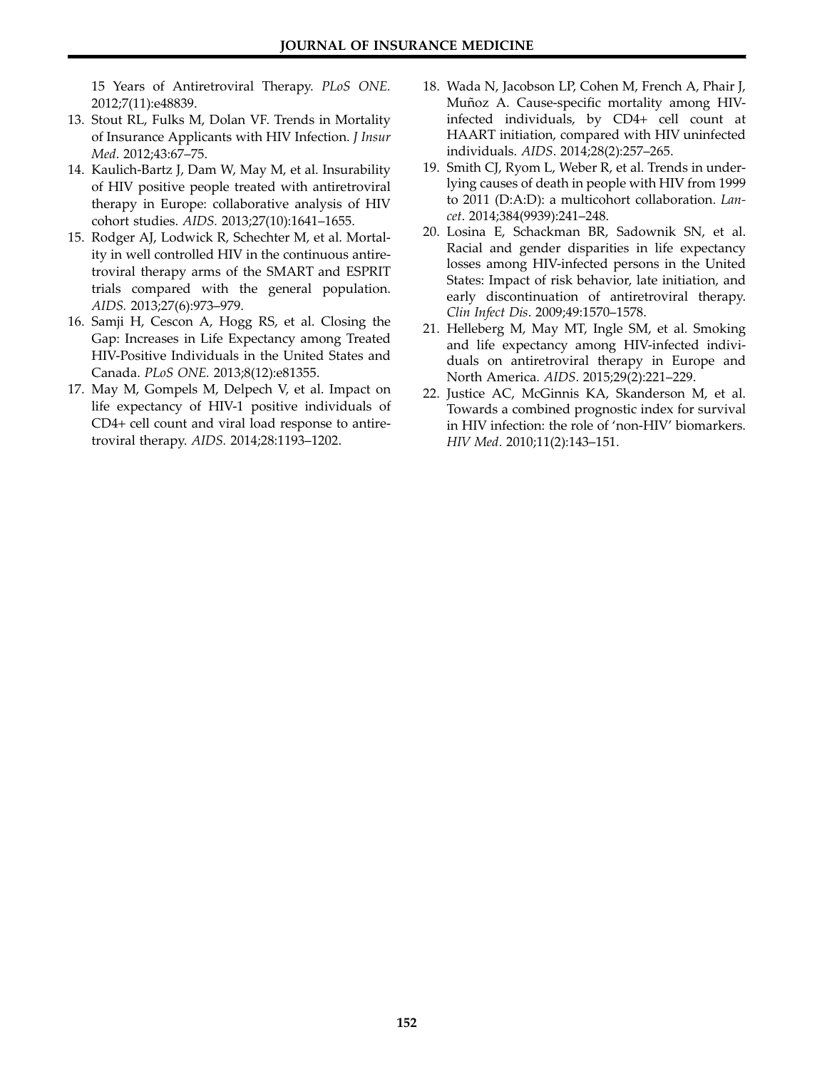15 Years of Antiretroviral Therapy. *PLoS ONE.* 2012;7(11):e48839.

13. Stout RL, Fulks M, Dolan VF. Trends in Mortality of Insurance Applicants with HIV Infection. *J Insur Med*. 2012;43:67–75.
14. Kaulich-Bartz J, Dam W, May M, et al. Insurability of HIV positive people treated with antiretroviral therapy in Europe: collaborative analysis of HIV cohort studies. *AIDS.* 2013;27(10):1641–1655.
15. Rodger AJ, Lodwick R, Schechter M, et al. Mortality in well controlled HIV in the continuous antiretroviral therapy arms of the SMART and ESPRIT trials compared with the general population. *AIDS.* 2013;27(6):973–979.
16. Samji H, Cescon A, Hogg RS, et al. Closing the Gap: Increases in Life Expectancy among Treated HIV-Positive Individuals in the United States and Canada. *PLoS ONE.* 2013;8(12):e81355.
17. May M, Gompels M, Delpech V, et al. Impact on life expectancy of HIV-1 positive individuals of CD4+ cell count and viral load response to antiretroviral therapy. *AIDS.* 2014;28:1193–1202.
18. Wada N, Jacobson LP, Cohen M, French A, Phair J, Muñoz A. Cause-specific mortality among HIV-infected individuals, by CD4+ cell count at HAART initiation, compared with HIV uninfected individuals. *AIDS*. 2014;28(2):257–265.
19. Smith CJ, Ryom L, Weber R, et al. Trends in underlying causes of death in people with HIV from 1999 to 2011 (D:A:D): a multicohort collaboration. *Lancet*. 2014;384(9939):241–248.
20. Losina E, Schackman BR, Sadownik SN, et al. Racial and gender disparities in life expectancy losses among HIV-infected persons in the United States: Impact of risk behavior, late initiation, and early discontinuation of antiretroviral therapy. *Clin Infect Dis*. 2009;49:1570–1578.
21. Helleberg M, May MT, Ingle SM, et al. Smoking and life expectancy among HIV-infected individuals on antiretroviral therapy in Europe and North America. *AIDS*. 2015;29(2):221–229.
22. Justice AC, McGinnis KA, Skanderson M, et al. Towards a combined prognostic index for survival in HIV infection: the role of 'non-HIV' biomarkers. *HIV Med*. 2010;11(2):143–151.